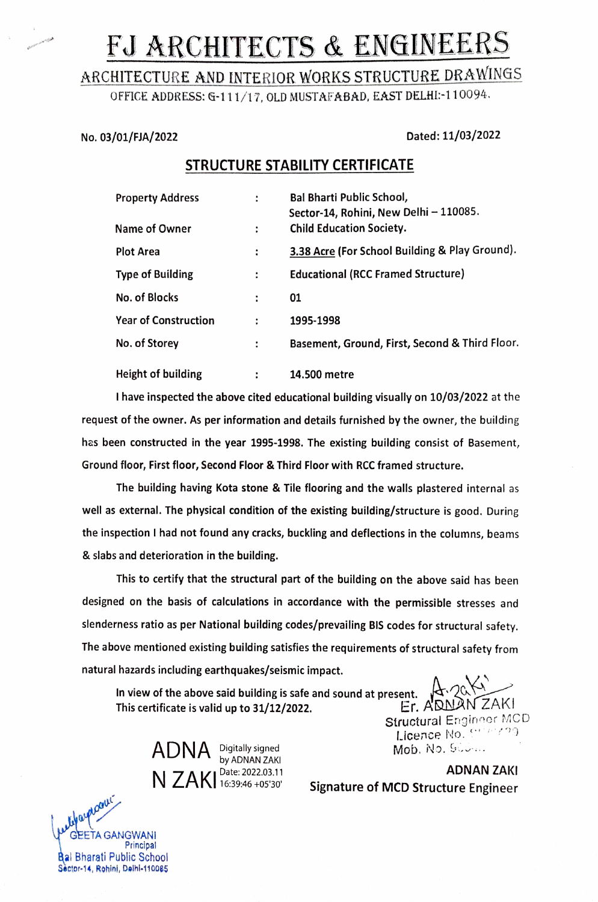# FJ ARCHITECTS & ENGINEERS

ARCHITECTURE AND INTERIOR WORKS STRUCTURE DRAWINGS

OFFICE ADDRESS: G-111/17, OLD MUSTAFABAD, EAST DELHI:-110094.

No. 03/01/FJA/2022 Dated: 11/03/2022

## STRUCTURE STABILITY CERTIFICATE

| | | |
|---|---|---|
| Property Address | : | Bal Bharti Public School, Sector-14, Rohini, New Delhi – 110085. |
| Name of Owner | : | Child Education Society. |
| Plot Area | : | 3.38 Acre (For School Building & Play Ground). |
| Type of Building | : | Educational (RCC Framed Structure) |
| No. of Blocks | : | 01 |
| Year of Construction | : | 1995-1998 |
| No. of Storey | : | Basement, Ground, First, Second & Third Floor. |
| Height of building | : | 14.500 metre |

I have inspected the above cited educational building visually on 10/03/2022 at the request of the owner. As per information and details furnished by the owner, the building has been constructed in the year 1995-1998. The existing building consist of Basement, Ground floor, First floor, Second Floor & Third Floor with RCC framed structure.

The building having Kota stone & Tile flooring and the walls plastered internal as well as external. The physical condition of the existing building/structure is good. During the inspection I had not found any cracks, buckling and deflections in the columns, beams & slabs and deterioration in the building.

This to certify that the structural part of the building on the above said has been designed on the basis of calculations in accordance with the permissible stresses and slenderness ratio as per National building codes/prevailing BIS codes for structural safety. The above mentioned existing building satisfies the requirements of structural safety from natural hazards including earthquakes/seismic impact.

In view of the above said building is safe and sound at present.
This certificate is valid up to 31/12/2022.

Er. ADNAN ZAKI
Structural Engineer MCD
Licence No. ...
Mob. No. ...

ADNAN ZAKI Digitally signed by ADNAN ZAKI Date: 2022.03.11 16:39:46 +05'30'

**ADNAN ZAKI**
**Signature of MCD Structure Engineer**

GEETA GANGWANI
Principal
Bal Bharati Public School
Sector-14, Rohini, Delhi-110085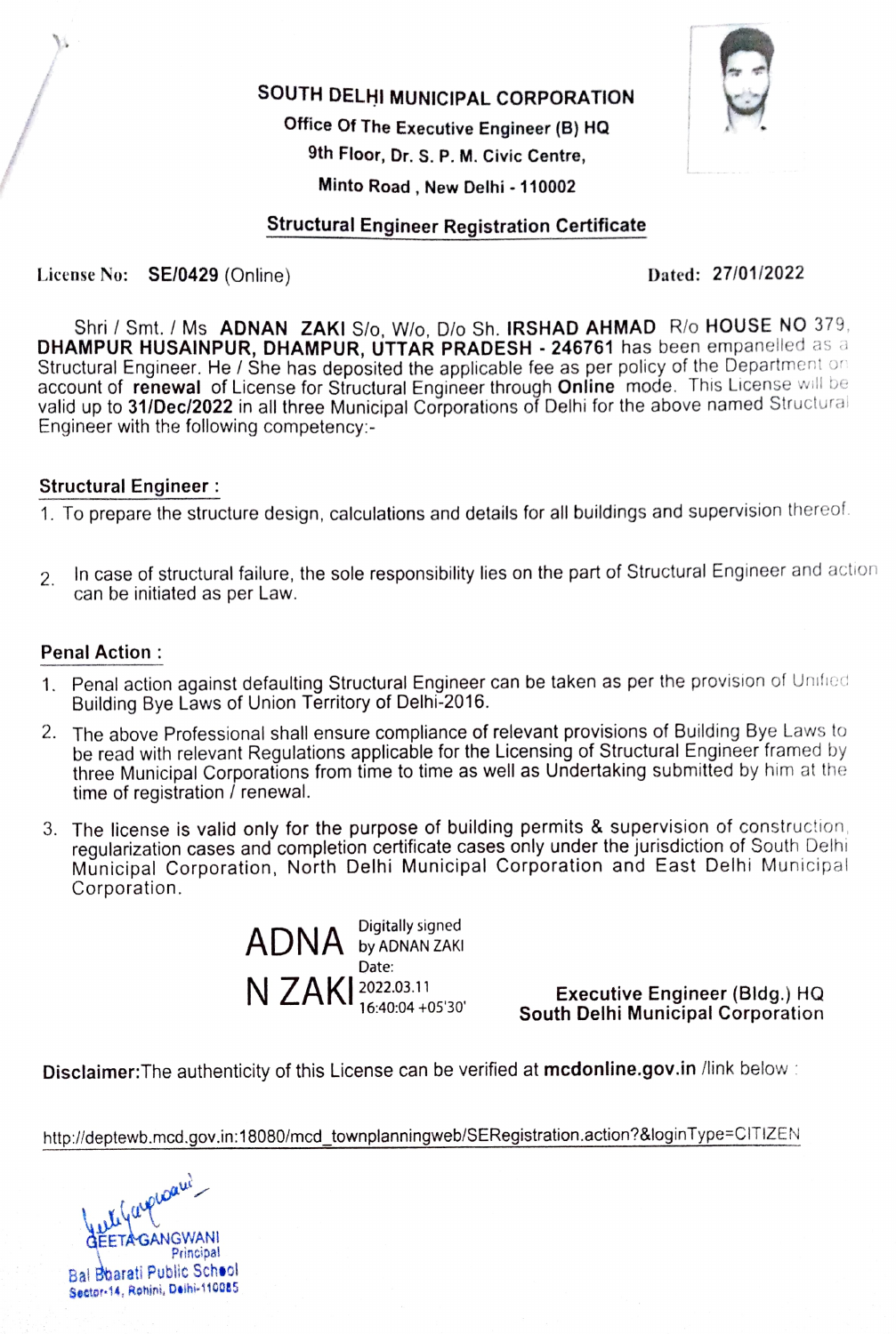**SOUTH DELHI MUNICIPAL CORPORATION**

**Office Of The Executive Engineer (B) HQ**

**9th Floor, Dr. S. P. M. Civic Centre,**

**Minto Road , New Delhi - 110002**

## Structural Engineer Registration Certificate

**License No:** **SE/0429** (Online) **Dated:** **27/01/2022**

Shri / Smt. / Ms **ADNAN ZAKI** S/o, W/o, D/o Sh. **IRSHAD AHMAD** R/o **HOUSE NO** 379, **DHAMPUR HUSAINPUR, DHAMPUR, UTTAR PRADESH - 246761** has been empanelled as a Structural Engineer. He / She has deposited the applicable fee as per policy of the Department on account of **renewal** of License for Structural Engineer through **Online** mode. This License will be valid up to **31/Dec/2022** in all three Municipal Corporations of Delhi for the above named Structural Engineer with the following competency:-

### Structural Engineer :

1. To prepare the structure design, calculations and details for all buildings and supervision thereof.
2. In case of structural failure, the sole responsibility lies on the part of Structural Engineer and action can be initiated as per Law.

### Penal Action :

1. Penal action against defaulting Structural Engineer can be taken as per the provision of Unified Building Bye Laws of Union Territory of Delhi-2016.
2. The above Professional shall ensure compliance of relevant provisions of Building Bye Laws to be read with relevant Regulations applicable for the Licensing of Structural Engineer framed by three Municipal Corporations from time to time as well as Undertaking submitted by him at the time of registration / renewal.
3. The license is valid only for the purpose of building permits & supervision of construction, regularization cases and completion certificate cases only under the jurisdiction of South Delhi Municipal Corporation, North Delhi Municipal Corporation and East Delhi Municipal Corporation.

ADNAN ZAKI Digitally signed by ADNAN ZAKI Date: 2022.03.11 16:40:04 +05'30'

**Executive Engineer (Bldg.) HQ**
**South Delhi Municipal Corporation**

**Disclaimer:**The authenticity of this License can be verified at **mcdonline.gov.in** /link below :

http://deptewb.mcd.gov.in:18080/mcd_townplanningweb/SERegistration.action?&loginType=CITIZEN

GEETA GANGWANI
Principal
Bal Bharati Public School
Sector-14, Rohini, Delhi-110085